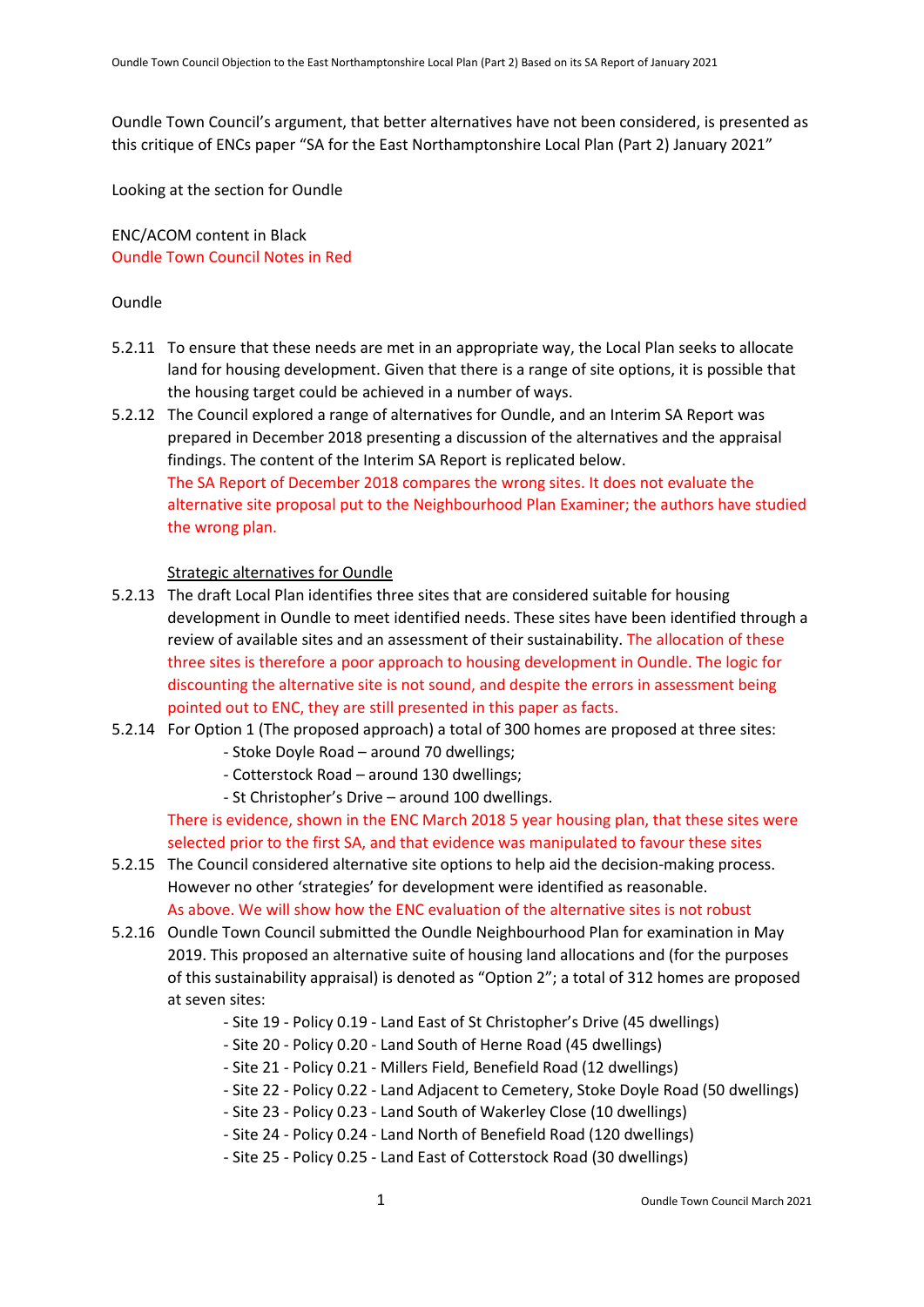Oundle Town Council's argument, that better alternatives have not been considered, is presented as this critique of ENCs paper "SA for the East Northamptonshire Local Plan (Part 2) January 2021"

Looking at the section for Oundle

ENC/ACOM content in Black
Oundle Town Council Notes in Red

Oundle

5.2.11 To ensure that these needs are met in an appropriate way, the Local Plan seeks to allocate land for housing development. Given that there is a range of site options, it is possible that the housing target could be achieved in a number of ways.

5.2.12 The Council explored a range of alternatives for Oundle, and an Interim SA Report was prepared in December 2018 presenting a discussion of the alternatives and the appraisal findings. The content of the Interim SA Report is replicated below.
The SA Report of December 2018 compares the wrong sites. It does not evaluate the alternative site proposal put to the Neighbourhood Plan Examiner; the authors have studied the wrong plan.

<u>Strategic alternatives for Oundle</u>

5.2.13 The draft Local Plan identifies three sites that are considered suitable for housing development in Oundle to meet identified needs. These sites have been identified through a review of available sites and an assessment of their sustainability. The allocation of these three sites is therefore a poor approach to housing development in Oundle. The logic for discounting the alternative site is not sound, and despite the errors in assessment being pointed out to ENC, they are still presented in this paper as facts.

5.2.14 For Option 1 (The proposed approach) a total of 300 homes are proposed at three sites:
- Stoke Doyle Road – around 70 dwellings;
- Cotterstock Road – around 130 dwellings;
- St Christopher's Drive – around 100 dwellings.

There is evidence, shown in the ENC March 2018 5 year housing plan, that these sites were selected prior to the first SA, and that evidence was manipulated to favour these sites

5.2.15 The Council considered alternative site options to help aid the decision-making process. However no other 'strategies' for development were identified as reasonable.
As above. We will show how the ENC evaluation of the alternative sites is not robust

5.2.16 Oundle Town Council submitted the Oundle Neighbourhood Plan for examination in May 2019. This proposed an alternative suite of housing land allocations and (for the purposes of this sustainability appraisal) is denoted as "Option 2"; a total of 312 homes are proposed at seven sites:
- Site 19 - Policy 0.19 - Land East of St Christopher's Drive (45 dwellings)
- Site 20 - Policy 0.20 - Land South of Herne Road (45 dwellings)
- Site 21 - Policy 0.21 - Millers Field, Benefield Road (12 dwellings)
- Site 22 - Policy 0.22 - Land Adjacent to Cemetery, Stoke Doyle Road (50 dwellings)
- Site 23 - Policy 0.23 - Land South of Wakerley Close (10 dwellings)
- Site 24 - Policy 0.24 - Land North of Benefield Road (120 dwellings)
- Site 25 - Policy 0.25 - Land East of Cotterstock Road (30 dwellings)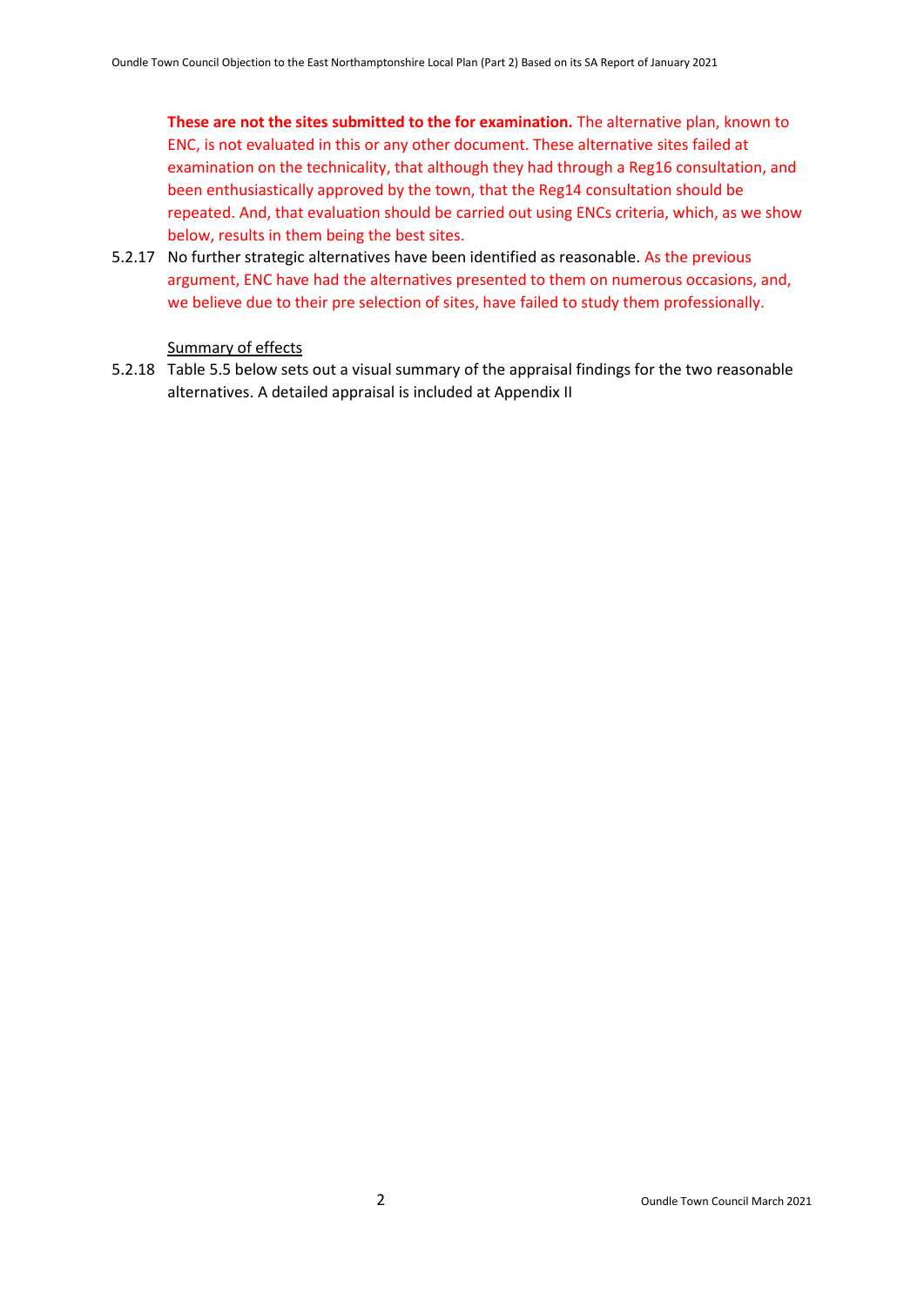**These are not the sites submitted to the for examination.** The alternative plan, known to ENC, is not evaluated in this or any other document. These alternative sites failed at examination on the technicality, that although they had through a Reg16 consultation, and been enthusiastically approved by the town, that the Reg14 consultation should be repeated. And, that evaluation should be carried out using ENCs criteria, which, as we show below, results in them being the best sites.

5.2.17 No further strategic alternatives have been identified as reasonable. As the previous argument, ENC have had the alternatives presented to them on numerous occasions, and, we believe due to their pre selection of sites, have failed to study them professionally.

Summary of effects

5.2.18 Table 5.5 below sets out a visual summary of the appraisal findings for the two reasonable alternatives. A detailed appraisal is included at Appendix II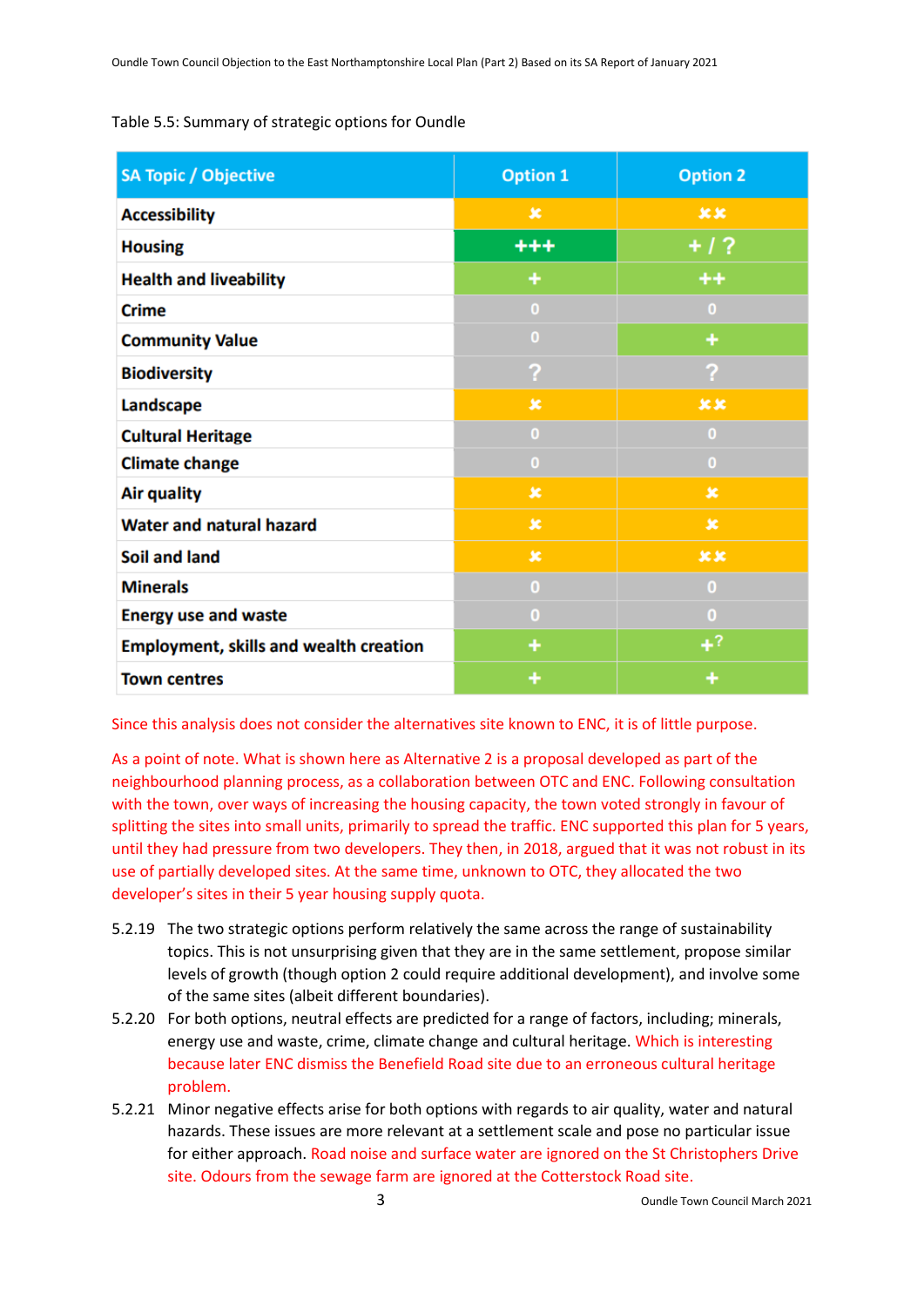Table 5.5: Summary of strategic options for Oundle

| SA Topic / Objective | Option 1 | Option 2 |
|---|---|---|
| Accessibility | ✖ | ✖✖ |
| Housing | +++ | + / ? |
| Health and liveability | + | ++ |
| Crime | 0 | 0 |
| Community Value | 0 | + |
| Biodiversity | ? | ? |
| Landscape | ✖ | ✖✖ |
| Cultural Heritage | 0 | 0 |
| Climate change | 0 | 0 |
| Air quality | ✖ | ✖ |
| Water and natural hazard | ✖ | ✖ |
| Soil and land | ✖ | ✖✖ |
| Minerals | 0 | 0 |
| Energy use and waste | 0 | 0 |
| Employment, skills and wealth creation | + | +? |
| Town centres | + | + |

Since this analysis does not consider the alternatives site known to ENC, it is of little purpose.

As a point of note. What is shown here as Alternative 2 is a proposal developed as part of the neighbourhood planning process, as a collaboration between OTC and ENC. Following consultation with the town, over ways of increasing the housing capacity, the town voted strongly in favour of splitting the sites into small units, primarily to spread the traffic. ENC supported this plan for 5 years, until they had pressure from two developers. They then, in 2018, argued that it was not robust in its use of partially developed sites. At the same time, unknown to OTC, they allocated the two developer's sites in their 5 year housing supply quota.

5.2.19 The two strategic options perform relatively the same across the range of sustainability topics. This is not unsurprising given that they are in the same settlement, propose similar levels of growth (though option 2 could require additional development), and involve some of the same sites (albeit different boundaries).

5.2.20 For both options, neutral effects are predicted for a range of factors, including; minerals, energy use and waste, crime, climate change and cultural heritage. Which is interesting because later ENC dismiss the Benefield Road site due to an erroneous cultural heritage problem.

5.2.21 Minor negative effects arise for both options with regards to air quality, water and natural hazards. These issues are more relevant at a settlement scale and pose no particular issue for either approach. Road noise and surface water are ignored on the St Christophers Drive site. Odours from the sewage farm are ignored at the Cotterstock Road site.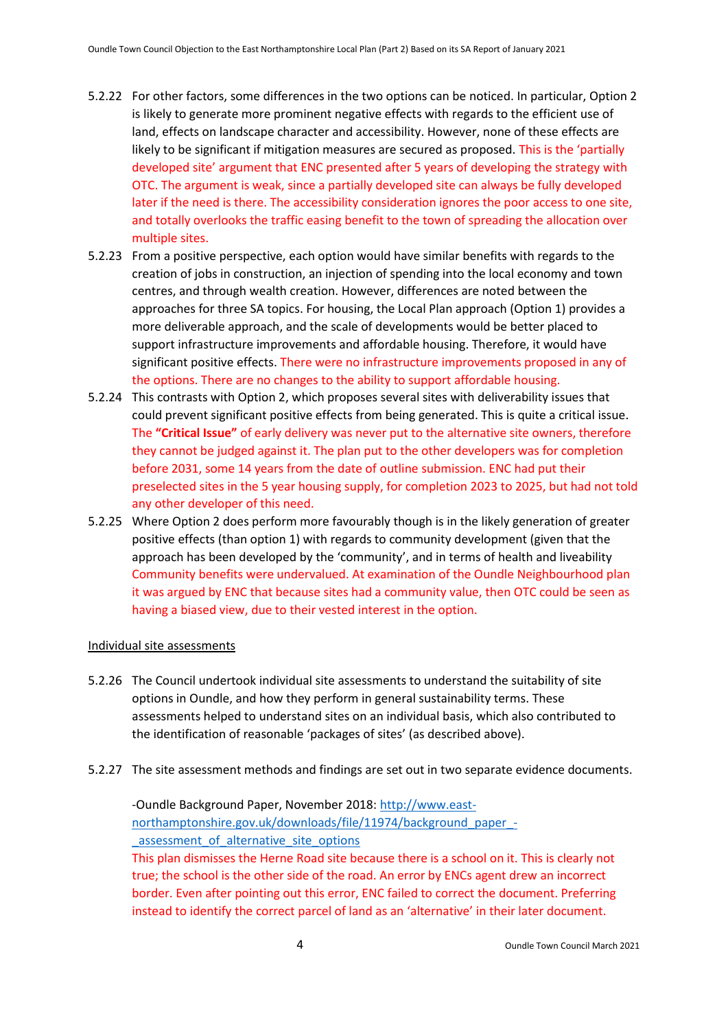5.2.22 For other factors, some differences in the two options can be noticed. In particular, Option 2 is likely to generate more prominent negative effects with regards to the efficient use of land, effects on landscape character and accessibility. However, none of these effects are likely to be significant if mitigation measures are secured as proposed. This is the 'partially developed site' argument that ENC presented after 5 years of developing the strategy with OTC. The argument is weak, since a partially developed site can always be fully developed later if the need is there. The accessibility consideration ignores the poor access to one site, and totally overlooks the traffic easing benefit to the town of spreading the allocation over multiple sites.

5.2.23 From a positive perspective, each option would have similar benefits with regards to the creation of jobs in construction, an injection of spending into the local economy and town centres, and through wealth creation. However, differences are noted between the approaches for three SA topics. For housing, the Local Plan approach (Option 1) provides a more deliverable approach, and the scale of developments would be better placed to support infrastructure improvements and affordable housing. Therefore, it would have significant positive effects. There were no infrastructure improvements proposed in any of the options. There are no changes to the ability to support affordable housing.

5.2.24 This contrasts with Option 2, which proposes several sites with deliverability issues that could prevent significant positive effects from being generated. This is quite a critical issue. The **"Critical Issue"** of early delivery was never put to the alternative site owners, therefore they cannot be judged against it. The plan put to the other developers was for completion before 2031, some 14 years from the date of outline submission. ENC had put their preselected sites in the 5 year housing supply, for completion 2023 to 2025, but had not told any other developer of this need.

5.2.25 Where Option 2 does perform more favourably though is in the likely generation of greater positive effects (than option 1) with regards to community development (given that the approach has been developed by the 'community', and in terms of health and liveability Community benefits were undervalued. At examination of the Oundle Neighbourhood plan it was argued by ENC that because sites had a community value, then OTC could be seen as having a biased view, due to their vested interest in the option.

Individual site assessments

5.2.26 The Council undertook individual site assessments to understand the suitability of site options in Oundle, and how they perform in general sustainability terms. These assessments helped to understand sites on an individual basis, which also contributed to the identification of reasonable 'packages of sites' (as described above).

5.2.27 The site assessment methods and findings are set out in two separate evidence documents.

-Oundle Background Paper, November 2018: http://www.east-northamptonshire.gov.uk/downloads/file/11974/background_paper_-_assessment_of_alternative_site_options

This plan dismisses the Herne Road site because there is a school on it. This is clearly not true; the school is the other side of the road. An error by ENCs agent drew an incorrect border. Even after pointing out this error, ENC failed to correct the document. Preferring instead to identify the correct parcel of land as an 'alternative' in their later document.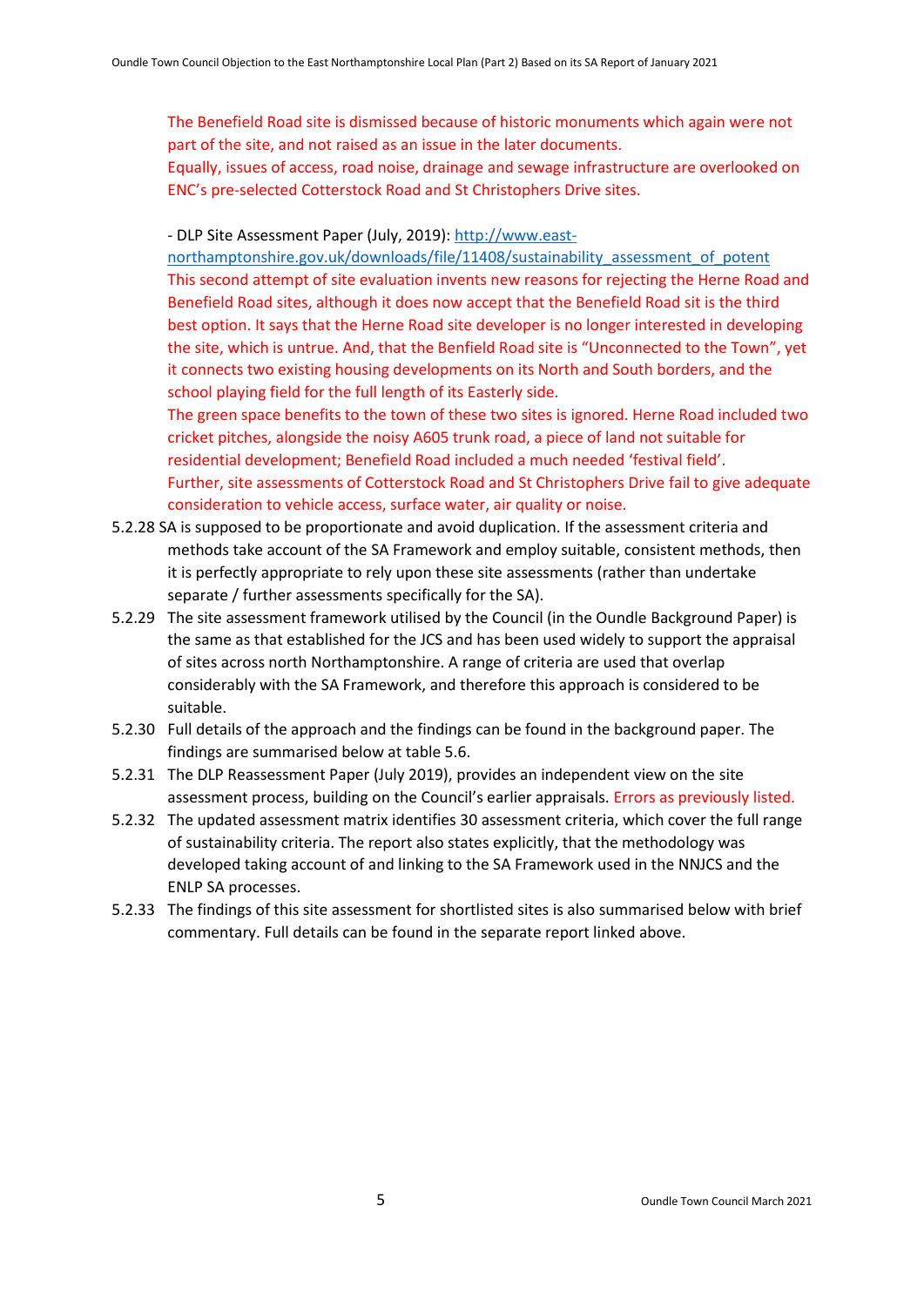The Benefield Road site is dismissed because of historic monuments which again were not part of the site, and not raised as an issue in the later documents.
Equally, issues of access, road noise, drainage and sewage infrastructure are overlooked on ENC's pre-selected Cotterstock Road and St Christophers Drive sites.

- DLP Site Assessment Paper (July, 2019): [http://www.east-northamptonshire.gov.uk/downloads/file/11408/sustainability_assessment_of_potent](http://www.east-northamptonshire.gov.uk/downloads/file/11408/sustainability_assessment_of_potent)
This second attempt of site evaluation invents new reasons for rejecting the Herne Road and Benefield Road sites, although it does now accept that the Benefield Road sit is the third best option. It says that the Herne Road site developer is no longer interested in developing the site, which is untrue. And, that the Benfield Road site is "Unconnected to the Town", yet it connects two existing housing developments on its North and South borders, and the school playing field for the full length of its Easterly side.
The green space benefits to the town of these two sites is ignored. Herne Road included two cricket pitches, alongside the noisy A605 trunk road, a piece of land not suitable for residential development; Benefield Road included a much needed 'festival field'.
Further, site assessments of Cotterstock Road and St Christophers Drive fail to give adequate consideration to vehicle access, surface water, air quality or noise.

5.2.28 SA is supposed to be proportionate and avoid duplication. If the assessment criteria and methods take account of the SA Framework and employ suitable, consistent methods, then it is perfectly appropriate to rely upon these site assessments (rather than undertake separate / further assessments specifically for the SA).

5.2.29 The site assessment framework utilised by the Council (in the Oundle Background Paper) is the same as that established for the JCS and has been used widely to support the appraisal of sites across north Northamptonshire. A range of criteria are used that overlap considerably with the SA Framework, and therefore this approach is considered to be suitable.

5.2.30 Full details of the approach and the findings can be found in the background paper. The findings are summarised below at table 5.6.

5.2.31 The DLP Reassessment Paper (July 2019), provides an independent view on the site assessment process, building on the Council's earlier appraisals. Errors as previously listed.

5.2.32 The updated assessment matrix identifies 30 assessment criteria, which cover the full range of sustainability criteria. The report also states explicitly, that the methodology was developed taking account of and linking to the SA Framework used in the NNJCS and the ENLP SA processes.

5.2.33 The findings of this site assessment for shortlisted sites is also summarised below with brief commentary. Full details can be found in the separate report linked above.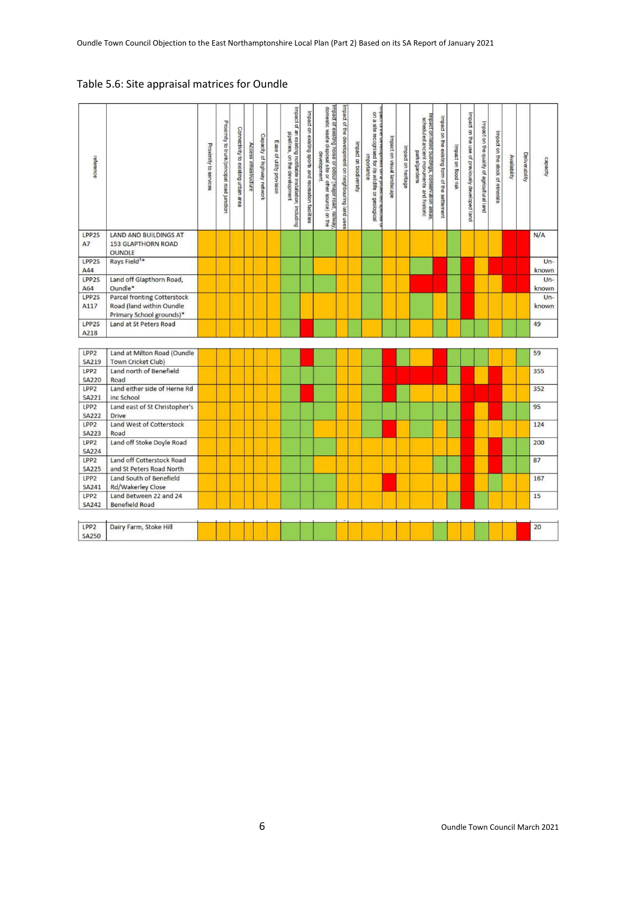## Table 5.6: Site appraisal matrices for Oundle

| reference | | Proximity to services | Proximity to trunk/principal road junction | Connectivity to existing urban area | Access infrastructure | Capacity of highway network | Ease of utility provision | Impact of an existing notifiable installation, including pipelines, on the development | Impact on existing sports and recreation facilities | Impact of existing noise or odour (major road, railway, domestic waste disposal site or other source) on the development | Impact of the development on neighbouring land uses | Impact on biodiversity | Impact of the development on a protected species or on a site recognised for its wildlife or geological importance | Impact on visual landscape | Impact on heritage | Impact on listed buildings, conservation areas, scheduled ancient monuments and historic parks/gardens | Impact on the existing form of the settlement | Impact on flood risk | Impact on the use of previously developed land | Impact on the quality of agricultural land | Impact on the stock of minerals | Availability | Deliverability | capacity |
|---|---|---|---|---|---|---|---|---|---|---|---|---|---|---|---|---|---|---|---|---|---|---|---|---|
| LPP2S A7 | LAND AND BUILDINGS AT 153 GLAPTHORN ROAD OUNDLE | | | | | | | | | | | | | | | | | | | | | | | N/A |
| LPP2S A44 | Rays Field[3]* | | | | | | | | | | | | | | | | | | | | | | | Un-known |
| LPP2S A64 | Land off Glapthorn Road, Oundle* | | | | | | | | | | | | | | | | | | | | | | | Un-known |
| LPP2S A117 | Parcel fronting Cotterstock Road (land within Oundle Primary School grounds)* | | | | | | | | | | | | | | | | | | | | | | | Un-known |
| LPP2S A218 | Land at St Peters Road | | | | | | | | | | | | | | | | | | | | | | | 49 |
| LPP2 SA219 | Land at Milton Road (Oundle Town Cricket Club) | | | | | | | | | | | | | | | | | | | | | | | 59 |
| LPP2 SA220 | Land north of Benefield Road | | | | | | | | | | | | | | | | | | | | | | | 355 |
| LPP2 SA221 | Land either side of Herne Rd inc School | | | | | | | | | | | | | | | | | | | | | | | 352 |
| LPP2 SA222 | Land east of St Christopher's Drive | | | | | | | | | | | | | | | | | | | | | | | 95 |
| LPP2 SA223 | Land West of Cotterstock Road | | | | | | | | | | | | | | | | | | | | | | | 124 |
| LPP2 SA224 | Land off Stoke Doyle Road | | | | | | | | | | | | | | | | | | | | | | | 200 |
| LPP2 SA225 | Land off Cotterstock Road and St Peters Road North | | | | | | | | | | | | | | | | | | | | | | | 87 |
| LPP2 SA241 | Land South of Benefield Rd/Wakerley Close | | | | | | | | | | | | | | | | | | | | | | | 167 |
| LPP2 SA242 | Land Between 22 and 24 Benefield Road | | | | | | | | | | | | | | | | | | | | | | | 15 |
| LPP2 SA250 | Dairy Farm, Stoke Hill | | | | | | | | | | | | | | | | | | | | | | | 20 |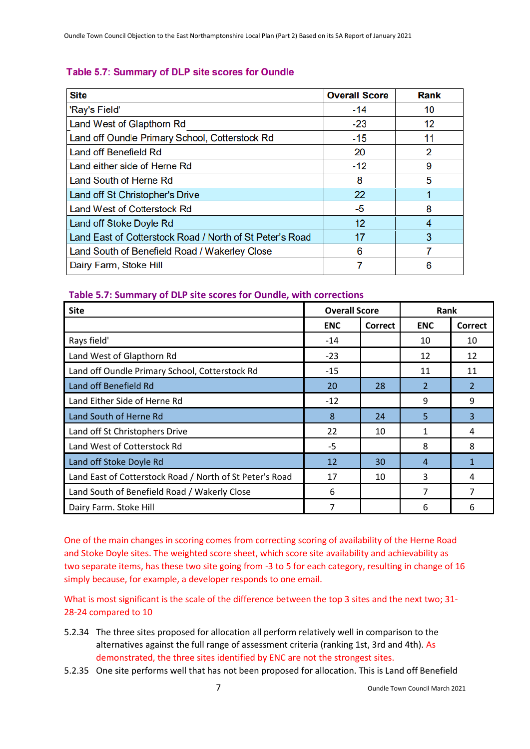### Table 5.7: Summary of DLP site scores for Oundle

| Site | Overall Score | Rank |
|---|---|---|
| 'Ray's Field' | -14 | 10 |
| Land West of Glapthorn Rd | -23 | 12 |
| Land off Oundle Primary School, Cotterstock Rd | -15 | 11 |
| Land off Benefield Rd | 20 | 2 |
| Land either side of Herne Rd | -12 | 9 |
| Land South of Herne Rd | 8 | 5 |
| Land off St Christopher's Drive | 22 | 1 |
| Land West of Cotterstock Rd | -5 | 8 |
| Land off Stoke Doyle Rd | 12 | 4 |
| Land East of Cotterstock Road / North of St Peter's Road | 17 | 3 |
| Land South of Benefield Road / Wakerley Close | 6 | 7 |
| Dairy Farm, Stoke Hill | 7 | 6 |

### Table 5.7: Summary of DLP site scores for Oundle, with corrections

| Site | Overall Score | | Rank | |
|---|---|---|---|---|
| | ENC | Correct | ENC | Correct |
| Rays field' | -14 | | 10 | 10 |
| Land West of Glapthorn Rd | -23 | | 12 | 12 |
| Land off Oundle Primary School, Cotterstock Rd | -15 | | 11 | 11 |
| Land off Benefield Rd | 20 | 28 | 2 | 2 |
| Land Either Side of Herne Rd | -12 | | 9 | 9 |
| Land South of Herne Rd | 8 | 24 | 5 | 3 |
| Land off St Christophers Drive | 22 | 10 | 1 | 4 |
| Land West of Cotterstock Rd | -5 | | 8 | 8 |
| Land off Stoke Doyle Rd | 12 | 30 | 4 | 1 |
| Land East of Cotterstock Road / North of St Peter's Road | 17 | 10 | 3 | 4 |
| Land South of Benefield Road / Wakerly Close | 6 | | 7 | 7 |
| Dairy Farm. Stoke Hill | 7 | | 6 | 6 |

One of the main changes in scoring comes from correcting scoring of availability of the Herne Road and Stoke Doyle sites. The weighted score sheet, which score site availability and achievability as two separate items, has these two site going from -3 to 5 for each category, resulting in change of 16 simply because, for example, a developer responds to one email.

What is most significant is the scale of the difference between the top 3 sites and the next two; 31-28-24 compared to 10

5.2.34 The three sites proposed for allocation all perform relatively well in comparison to the alternatives against the full range of assessment criteria (ranking 1st, 3rd and 4th). As demonstrated, the three sites identified by ENC are not the strongest sites.

5.2.35 One site performs well that has not been proposed for allocation. This is Land off Benefield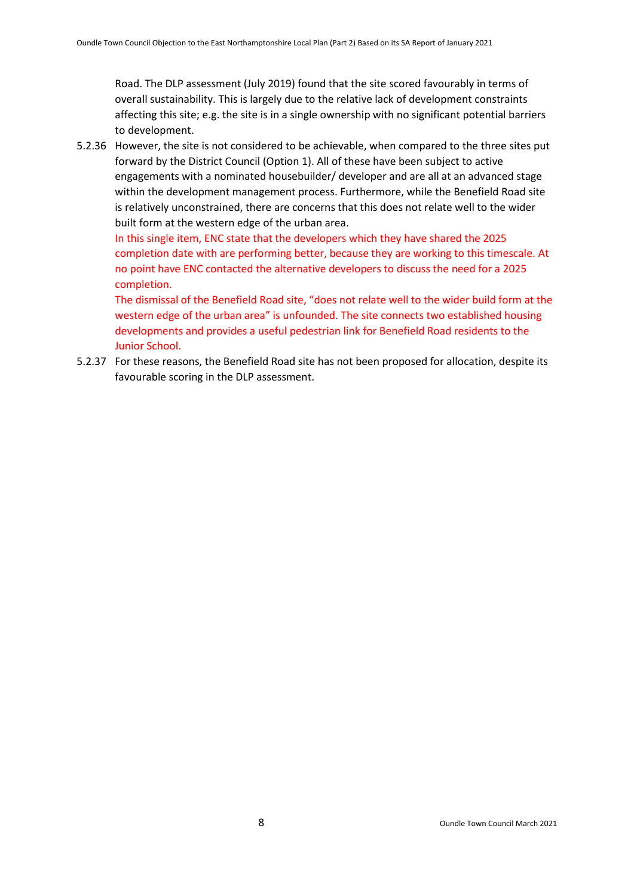Road. The DLP assessment (July 2019) found that the site scored favourably in terms of overall sustainability. This is largely due to the relative lack of development constraints affecting this site; e.g. the site is in a single ownership with no significant potential barriers to development.

5.2.36 However, the site is not considered to be achievable, when compared to the three sites put forward by the District Council (Option 1). All of these have been subject to active engagements with a nominated housebuilder/ developer and are all at an advanced stage within the development management process. Furthermore, while the Benefield Road site is relatively unconstrained, there are concerns that this does not relate well to the wider built form at the western edge of the urban area.

In this single item, ENC state that the developers which they have shared the 2025 completion date with are performing better, because they are working to this timescale. At no point have ENC contacted the alternative developers to discuss the need for a 2025 completion.

The dismissal of the Benefield Road site, "does not relate well to the wider build form at the western edge of the urban area" is unfounded. The site connects two established housing developments and provides a useful pedestrian link for Benefield Road residents to the Junior School.

5.2.37 For these reasons, the Benefield Road site has not been proposed for allocation, despite its favourable scoring in the DLP assessment.